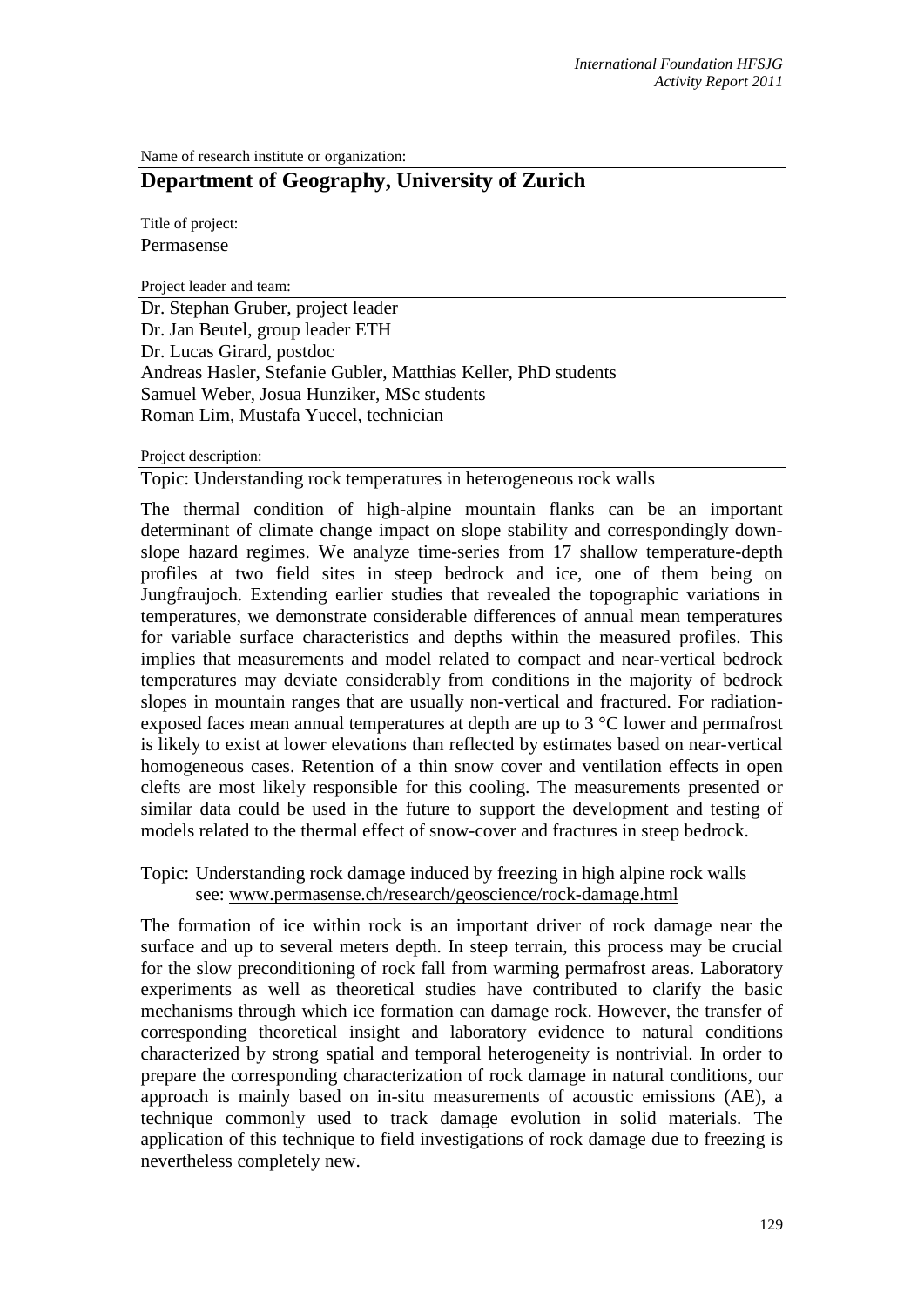Name of research institute or organization:

## Department of Geography, University of Zurich

Title of project:

Permasense

Project leader and team:

Dr. Stephan Gruber, project leader
Dr. Jan Beutel, group leader ETH
Dr. Lucas Girard, postdoc
Andreas Hasler, Stefanie Gubler, Matthias Keller, PhD students
Samuel Weber, Josua Hunziker, MSc students
Roman Lim, Mustafa Yuecel, technician

Project description:

Topic: Understanding rock temperatures in heterogeneous rock walls

The thermal condition of high-alpine mountain flanks can be an important determinant of climate change impact on slope stability and correspondingly down-slope hazard regimes. We analyze time-series from 17 shallow temperature-depth profiles at two field sites in steep bedrock and ice, one of them being on Jungfraujoch. Extending earlier studies that revealed the topographic variations in temperatures, we demonstrate considerable differences of annual mean temperatures for variable surface characteristics and depths within the measured profiles. This implies that measurements and model related to compact and near-vertical bedrock temperatures may deviate considerably from conditions in the majority of bedrock slopes in mountain ranges that are usually non-vertical and fractured. For radiation-exposed faces mean annual temperatures at depth are up to 3 °C lower and permafrost is likely to exist at lower elevations than reflected by estimates based on near-vertical homogeneous cases. Retention of a thin snow cover and ventilation effects in open clefts are most likely responsible for this cooling. The measurements presented or similar data could be used in the future to support the development and testing of models related to the thermal effect of snow-cover and fractures in steep bedrock.

Topic: Understanding rock damage induced by freezing in high alpine rock walls
see: www.permasense.ch/research/geoscience/rock-damage.html

The formation of ice within rock is an important driver of rock damage near the surface and up to several meters depth. In steep terrain, this process may be crucial for the slow preconditioning of rock fall from warming permafrost areas. Laboratory experiments as well as theoretical studies have contributed to clarify the basic mechanisms through which ice formation can damage rock. However, the transfer of corresponding theoretical insight and laboratory evidence to natural conditions characterized by strong spatial and temporal heterogeneity is nontrivial. In order to prepare the corresponding characterization of rock damage in natural conditions, our approach is mainly based on in-situ measurements of acoustic emissions (AE), a technique commonly used to track damage evolution in solid materials. The application of this technique to field investigations of rock damage due to freezing is nevertheless completely new.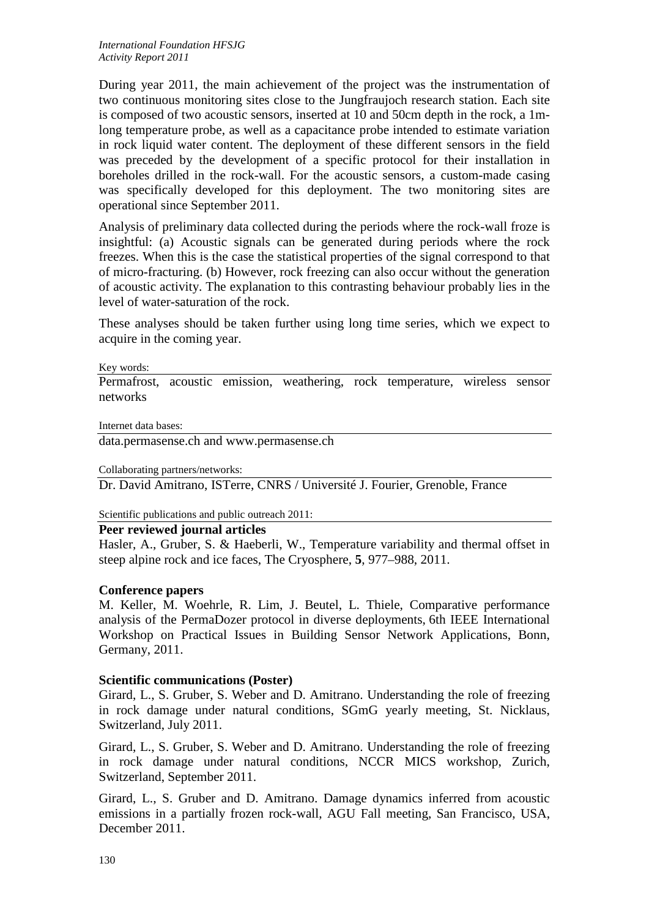During year 2011, the main achievement of the project was the instrumentation of two continuous monitoring sites close to the Jungfraujoch research station. Each site is composed of two acoustic sensors, inserted at 10 and 50cm depth in the rock, a 1m-long temperature probe, as well as a capacitance probe intended to estimate variation in rock liquid water content. The deployment of these different sensors in the field was preceded by the development of a specific protocol for their installation in boreholes drilled in the rock-wall. For the acoustic sensors, a custom-made casing was specifically developed for this deployment. The two monitoring sites are operational since September 2011.

Analysis of preliminary data collected during the periods where the rock-wall froze is insightful: (a) Acoustic signals can be generated during periods where the rock freezes. When this is the case the statistical properties of the signal correspond to that of micro-fracturing. (b) However, rock freezing can also occur without the generation of acoustic activity. The explanation to this contrasting behaviour probably lies in the level of water-saturation of the rock.

These analyses should be taken further using long time series, which we expect to acquire in the coming year.

Key words:

Permafrost, acoustic emission, weathering, rock temperature, wireless sensor networks

Internet data bases:

data.permasense.ch and www.permasense.ch

Collaborating partners/networks:

Dr. David Amitrano, ISTerre, CNRS / Université J. Fourier, Grenoble, France

Scientific publications and public outreach 2011:

**Peer reviewed journal articles**

Hasler, A., Gruber, S. & Haeberli, W., Temperature variability and thermal offset in steep alpine rock and ice faces, The Cryosphere, **5**, 977–988, 2011.

**Conference papers**

M. Keller, M. Woehrle, R. Lim, J. Beutel, L. Thiele, Comparative performance analysis of the PermaDozer protocol in diverse deployments, 6th IEEE International Workshop on Practical Issues in Building Sensor Network Applications, Bonn, Germany, 2011.

**Scientific communications (Poster)**

Girard, L., S. Gruber, S. Weber and D. Amitrano. Understanding the role of freezing in rock damage under natural conditions, SGmG yearly meeting, St. Nicklaus, Switzerland, July 2011.

Girard, L., S. Gruber, S. Weber and D. Amitrano. Understanding the role of freezing in rock damage under natural conditions, NCCR MICS workshop, Zurich, Switzerland, September 2011.

Girard, L., S. Gruber and D. Amitrano. Damage dynamics inferred from acoustic emissions in a partially frozen rock-wall, AGU Fall meeting, San Francisco, USA, December 2011.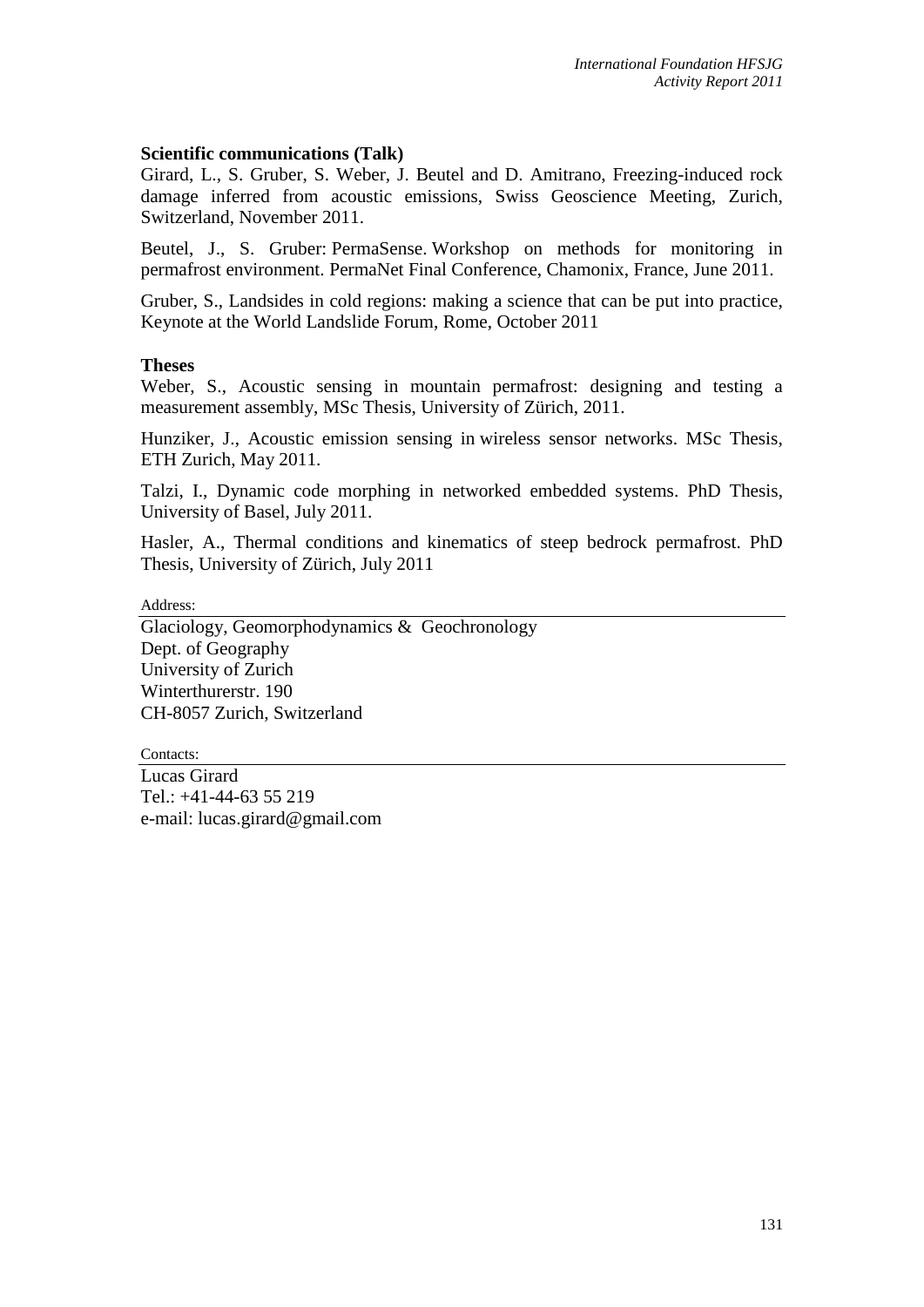### Scientific communications (Talk)

Girard, L., S. Gruber, S. Weber, J. Beutel and D. Amitrano, Freezing-induced rock damage inferred from acoustic emissions, Swiss Geoscience Meeting, Zurich, Switzerland, November 2011.

Beutel, J., S. Gruber: PermaSense. Workshop on methods for monitoring in permafrost environment. PermaNet Final Conference, Chamonix, France, June 2011.

Gruber, S., Landsides in cold regions: making a science that can be put into practice, Keynote at the World Landslide Forum, Rome, October 2011

### Theses

Weber, S., Acoustic sensing in mountain permafrost: designing and testing a measurement assembly, MSc Thesis, University of Zürich, 2011.

Hunziker, J., Acoustic emission sensing in wireless sensor networks. MSc Thesis, ETH Zurich, May 2011.

Talzi, I., Dynamic code morphing in networked embedded systems. PhD Thesis, University of Basel, July 2011.

Hasler, A., Thermal conditions and kinematics of steep bedrock permafrost. PhD Thesis, University of Zürich, July 2011

Address:

Glaciology, Geomorphodynamics & Geochronology
Dept. of Geography
University of Zurich
Winterthurerstr. 190
CH-8057 Zurich, Switzerland

Contacts:

Lucas Girard
Tel.: +41-44-63 55 219
e-mail: lucas.girard@gmail.com